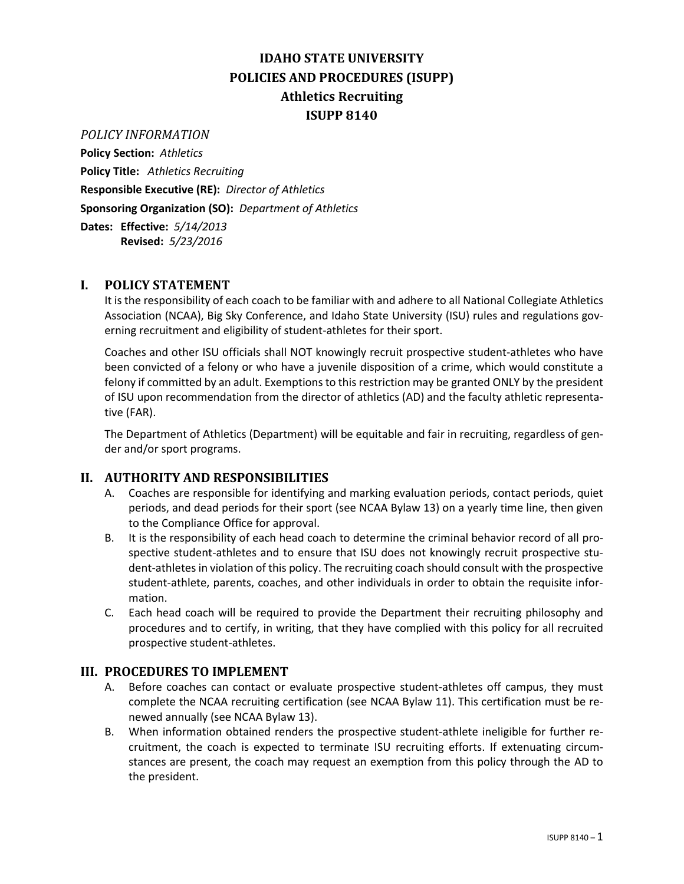# IDAHO STATE UNIVERSITY
# POLICIES AND PROCEDURES (ISUPP)
# Athletics Recruiting
# ISUPP 8140

*POLICY INFORMATION*

**Policy Section:** *Athletics*

**Policy Title:** *Athletics Recruiting*

**Responsible Executive (RE):** *Director of Athletics*

**Sponsoring Organization (SO):** *Department of Athletics*

**Dates: Effective:** *5/14/2013*
**Revised:** *5/23/2016*

## I. POLICY STATEMENT

It is the responsibility of each coach to be familiar with and adhere to all National Collegiate Athletics Association (NCAA), Big Sky Conference, and Idaho State University (ISU) rules and regulations governing recruitment and eligibility of student-athletes for their sport.

Coaches and other ISU officials shall NOT knowingly recruit prospective student-athletes who have been convicted of a felony or who have a juvenile disposition of a crime, which would constitute a felony if committed by an adult. Exemptions to this restriction may be granted ONLY by the president of ISU upon recommendation from the director of athletics (AD) and the faculty athletic representative (FAR).

The Department of Athletics (Department) will be equitable and fair in recruiting, regardless of gender and/or sport programs.

## II. AUTHORITY AND RESPONSIBILITIES

A. Coaches are responsible for identifying and marking evaluation periods, contact periods, quiet periods, and dead periods for their sport (see NCAA Bylaw 13) on a yearly time line, then given to the Compliance Office for approval.

B. It is the responsibility of each head coach to determine the criminal behavior record of all prospective student-athletes and to ensure that ISU does not knowingly recruit prospective student-athletes in violation of this policy. The recruiting coach should consult with the prospective student-athlete, parents, coaches, and other individuals in order to obtain the requisite information.

C. Each head coach will be required to provide the Department their recruiting philosophy and procedures and to certify, in writing, that they have complied with this policy for all recruited prospective student-athletes.

## III. PROCEDURES TO IMPLEMENT

A. Before coaches can contact or evaluate prospective student-athletes off campus, they must complete the NCAA recruiting certification (see NCAA Bylaw 11). This certification must be renewed annually (see NCAA Bylaw 13).

B. When information obtained renders the prospective student-athlete ineligible for further recruitment, the coach is expected to terminate ISU recruiting efforts. If extenuating circumstances are present, the coach may request an exemption from this policy through the AD to the president.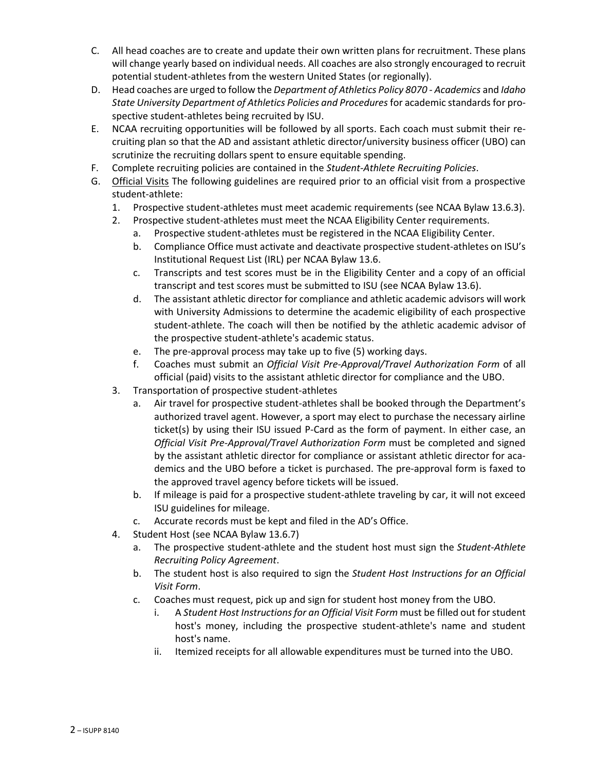C. All head coaches are to create and update their own written plans for recruitment. These plans will change yearly based on individual needs. All coaches are also strongly encouraged to recruit potential student-athletes from the western United States (or regionally).

D. Head coaches are urged to follow the *Department of Athletics Policy 8070 - Academics* and *Idaho State University Department of Athletics Policies and Procedures* for academic standards for prospective student-athletes being recruited by ISU.

E. NCAA recruiting opportunities will be followed by all sports. Each coach must submit their recruiting plan so that the AD and assistant athletic director/university business officer (UBO) can scrutinize the recruiting dollars spent to ensure equitable spending.

F. Complete recruiting policies are contained in the *Student-Athlete Recruiting Policies*.

G. <u>Official Visits</u> The following guidelines are required prior to an official visit from a prospective student-athlete:

1. Prospective student-athletes must meet academic requirements (see NCAA Bylaw 13.6.3).
2. Prospective student-athletes must meet the NCAA Eligibility Center requirements.
   a. Prospective student-athletes must be registered in the NCAA Eligibility Center.
   b. Compliance Office must activate and deactivate prospective student-athletes on ISU's Institutional Request List (IRL) per NCAA Bylaw 13.6.
   c. Transcripts and test scores must be in the Eligibility Center and a copy of an official transcript and test scores must be submitted to ISU (see NCAA Bylaw 13.6).
   d. The assistant athletic director for compliance and athletic academic advisors will work with University Admissions to determine the academic eligibility of each prospective student-athlete. The coach will then be notified by the athletic academic advisor of the prospective student-athlete's academic status.
   e. The pre-approval process may take up to five (5) working days.
   f. Coaches must submit an *Official Visit Pre-Approval/Travel Authorization Form* of all official (paid) visits to the assistant athletic director for compliance and the UBO.
3. Transportation of prospective student-athletes
   a. Air travel for prospective student-athletes shall be booked through the Department's authorized travel agent. However, a sport may elect to purchase the necessary airline ticket(s) by using their ISU issued P-Card as the form of payment. In either case, an *Official Visit Pre-Approval/Travel Authorization Form* must be completed and signed by the assistant athletic director for compliance or assistant athletic director for academics and the UBO before a ticket is purchased. The pre-approval form is faxed to the approved travel agency before tickets will be issued.
   b. If mileage is paid for a prospective student-athlete traveling by car, it will not exceed ISU guidelines for mileage.
   c. Accurate records must be kept and filed in the AD's Office.
4. Student Host (see NCAA Bylaw 13.6.7)
   a. The prospective student-athlete and the student host must sign the *Student-Athlete Recruiting Policy Agreement*.
   b. The student host is also required to sign the *Student Host Instructions for an Official Visit Form*.
   c. Coaches must request, pick up and sign for student host money from the UBO.
      i. A *Student Host Instructions for an Official Visit Form* must be filled out for student host's money, including the prospective student-athlete's name and student host's name.
      ii. Itemized receipts for all allowable expenditures must be turned into the UBO.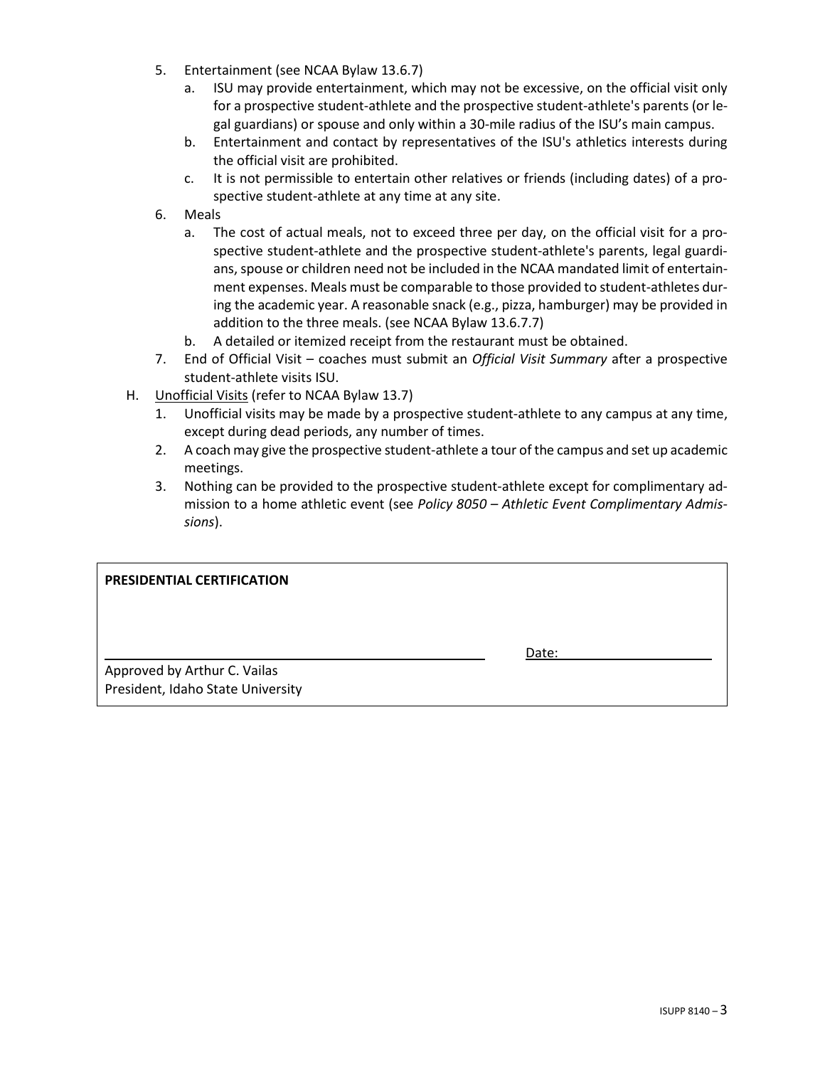5. Entertainment (see NCAA Bylaw 13.6.7)
   a. ISU may provide entertainment, which may not be excessive, on the official visit only for a prospective student-athlete and the prospective student-athlete's parents (or legal guardians) or spouse and only within a 30-mile radius of the ISU's main campus.
   b. Entertainment and contact by representatives of the ISU's athletics interests during the official visit are prohibited.
   c. It is not permissible to entertain other relatives or friends (including dates) of a prospective student-athlete at any time at any site.
6. Meals
   a. The cost of actual meals, not to exceed three per day, on the official visit for a prospective student-athlete and the prospective student-athlete's parents, legal guardians, spouse or children need not be included in the NCAA mandated limit of entertainment expenses. Meals must be comparable to those provided to student-athletes during the academic year. A reasonable snack (e.g., pizza, hamburger) may be provided in addition to the three meals. (see NCAA Bylaw 13.6.7.7)
   b. A detailed or itemized receipt from the restaurant must be obtained.
7. End of Official Visit – coaches must submit an *Official Visit Summary* after a prospective student-athlete visits ISU.

H. Unofficial Visits (refer to NCAA Bylaw 13.7)
1. Unofficial visits may be made by a prospective student-athlete to any campus at any time, except during dead periods, any number of times.
2. A coach may give the prospective student-athlete a tour of the campus and set up academic meetings.
3. Nothing can be provided to the prospective student-athlete except for complimentary admission to a home athletic event (see *Policy 8050 – Athletic Event Complimentary Admissions*).

**PRESIDENTIAL CERTIFICATION**

______________________________ Date: ____________

Approved by Arthur C. Vailas
President, Idaho State University